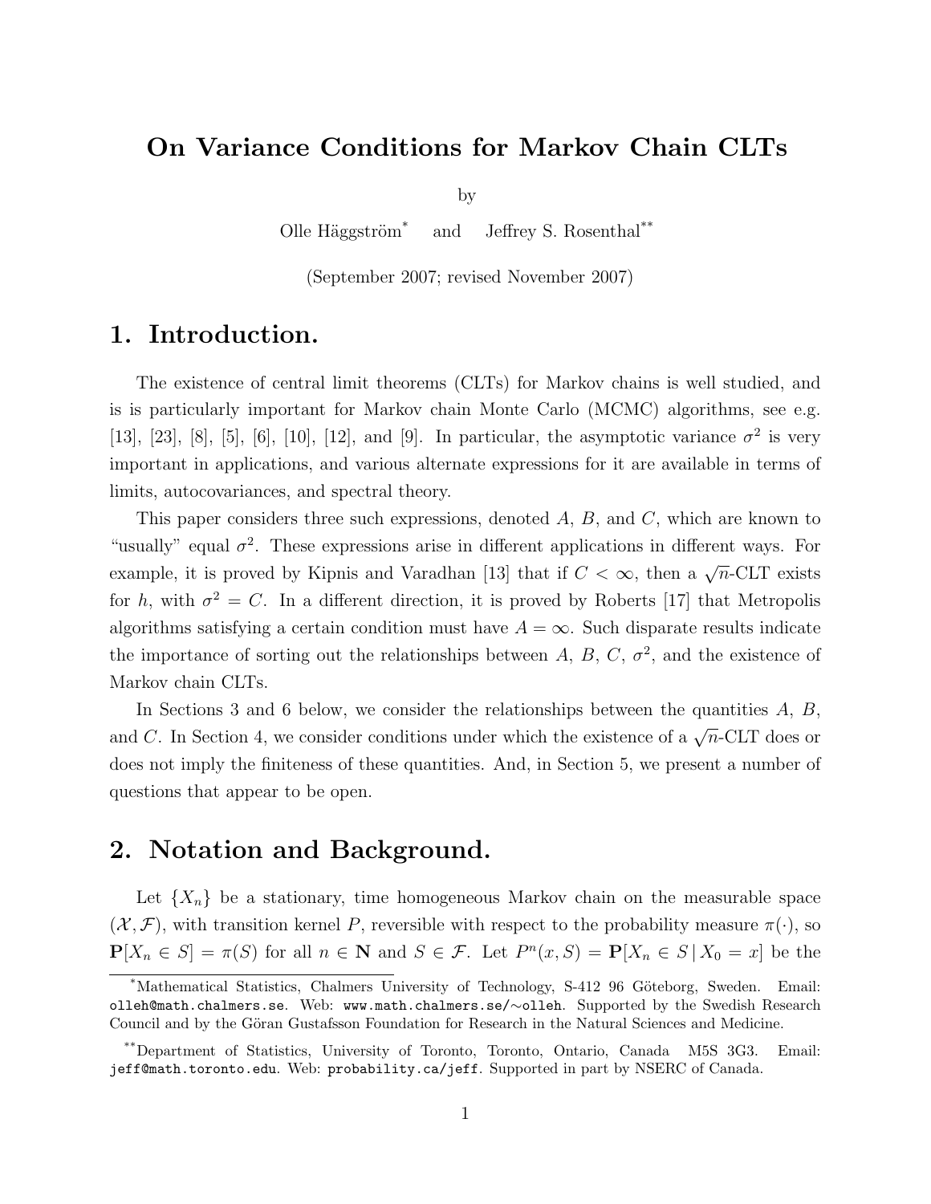# On Variance Conditions for Markov Chain CLTs

by

Olle Häggström* and Jeffrey S. Rosenthal**

(September 2007; revised November 2007)

## 1. Introduction.

The existence of central limit theorems (CLTs) for Markov chains is well studied, and is is particularly important for Markov chain Monte Carlo (MCMC) algorithms, see e.g. [13], [23], [8], [5], [6], [10], [12], and [9]. In particular, the asymptotic variance $\sigma^2$ is very important in applications, and various alternate expressions for it are available in terms of limits, autocovariances, and spectral theory.

This paper considers three such expressions, denoted $A$, $B$, and $C$, which are known to "usually" equal $\sigma^2$. These expressions arise in different applications in different ways. For example, it is proved by Kipnis and Varadhan [13] that if $C < \infty$, then a $\sqrt{n}$-CLT exists for $h$, with $\sigma^2 = C$. In a different direction, it is proved by Roberts [17] that Metropolis algorithms satisfying a certain condition must have $A = \infty$. Such disparate results indicate the importance of sorting out the relationships between $A$, $B$, $C$, $\sigma^2$, and the existence of Markov chain CLTs.

In Sections 3 and 6 below, we consider the relationships between the quantities $A$, $B$, and $C$. In Section 4, we consider conditions under which the existence of a $\sqrt{n}$-CLT does or does not imply the finiteness of these quantities. And, in Section 5, we present a number of questions that appear to be open.

## 2. Notation and Background.

Let $\{X_n\}$ be a stationary, time homogeneous Markov chain on the measurable space $(\mathcal{X}, \mathcal{F})$, with transition kernel $P$, reversible with respect to the probability measure $\pi(\cdot)$, so $\mathbf{P}[X_n \in S] = \pi(S)$ for all $n \in \mathbf{N}$ and $S \in \mathcal{F}$. Let $P^n(x, S) = \mathbf{P}[X_n \in S \,|\, X_0 = x]$ be the

---

*Mathematical Statistics, Chalmers University of Technology, S-412 96 Göteborg, Sweden. Email: olleh@math.chalmers.se. Web: www.math.chalmers.se/~olleh. Supported by the Swedish Research Council and by the Göran Gustafsson Foundation for Research in the Natural Sciences and Medicine.

**Department of Statistics, University of Toronto, Toronto, Ontario, Canada M5S 3G3. Email: jeff@math.toronto.edu. Web: probability.ca/jeff. Supported in part by NSERC of Canada.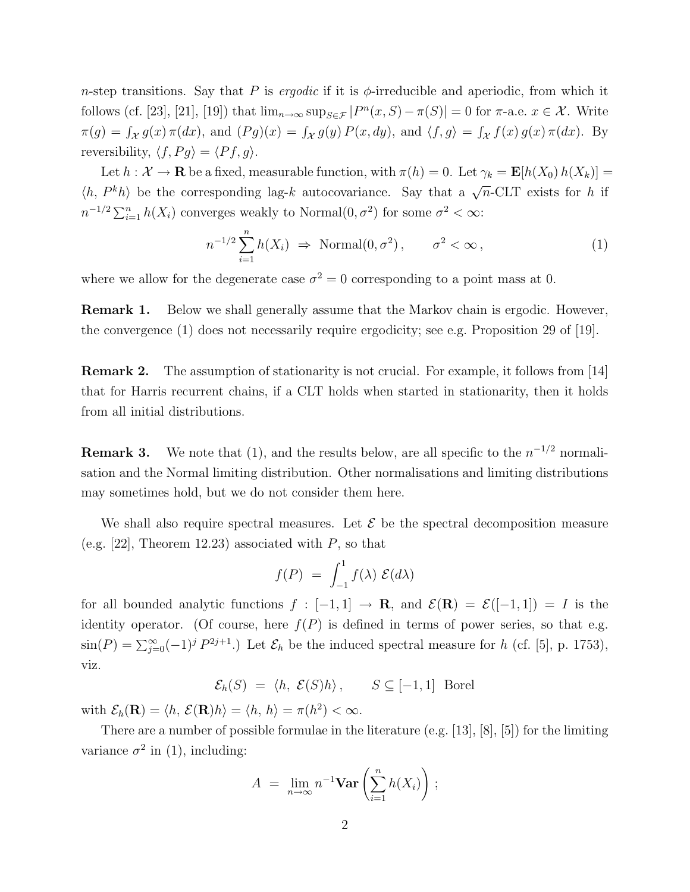$n$-step transitions. Say that $P$ is *ergodic* if it is $\phi$-irreducible and aperiodic, from which it follows (cf. [23], [21], [19]) that $\lim_{n\to\infty} \sup_{S\in\mathcal{F}} |P^n(x,S) - \pi(S)| = 0$ for $\pi$-a.e. $x \in \mathcal{X}$. Write $\pi(g) = \int_{\mathcal{X}} g(x)\,\pi(dx)$, and $(Pg)(x) = \int_{\mathcal{X}} g(y)\,P(x,dy)$, and $\langle f, g\rangle = \int_{\mathcal{X}} f(x)\,g(x)\,\pi(dx)$. By reversibility, $\langle f, Pg\rangle = \langle Pf, g\rangle$.

Let $h : \mathcal{X} \to \mathbf{R}$ be a fixed, measurable function, with $\pi(h) = 0$. Let $\gamma_k = \mathbf{E}[h(X_0)\,h(X_k)] = \langle h,\, P^k h\rangle$ be the corresponding lag-$k$ autocovariance. Say that a $\sqrt{n}$-CLT exists for $h$ if $n^{-1/2}\sum_{i=1}^n h(X_i)$ converges weakly to Normal$(0, \sigma^2)$ for some $\sigma^2 < \infty$:

$$n^{-1/2}\sum_{i=1}^{n} h(X_i) \;\Rightarrow\; \text{Normal}(0, \sigma^2)\,, \qquad \sigma^2 < \infty\,, \tag{1}$$

where we allow for the degenerate case $\sigma^2 = 0$ corresponding to a point mass at 0.

**Remark 1.** Below we shall generally assume that the Markov chain is ergodic. However, the convergence (1) does not necessarily require ergodicity; see e.g. Proposition 29 of [19].

**Remark 2.** The assumption of stationarity is not crucial. For example, it follows from [14] that for Harris recurrent chains, if a CLT holds when started in stationarity, then it holds from all initial distributions.

**Remark 3.** We note that (1), and the results below, are all specific to the $n^{-1/2}$ normalisation and the Normal limiting distribution. Other normalisations and limiting distributions may sometimes hold, but we do not consider them here.

We shall also require spectral measures. Let $\mathcal{E}$ be the spectral decomposition measure (e.g. [22], Theorem 12.23) associated with $P$, so that

$$f(P) \;=\; \int_{-1}^{1} f(\lambda)\;\mathcal{E}(d\lambda)$$

for all bounded analytic functions $f : [-1, 1] \to \mathbf{R}$, and $\mathcal{E}(\mathbf{R}) = \mathcal{E}([-1, 1]) = I$ is the identity operator. (Of course, here $f(P)$ is defined in terms of power series, so that e.g. $\sin(P) = \sum_{j=0}^{\infty}(-1)^j\,P^{2j+1}$.) Let $\mathcal{E}_h$ be the induced spectral measure for $h$ (cf. [5], p. 1753), viz.

$$\mathcal{E}_h(S) \;=\; \langle h,\; \mathcal{E}(S)h\rangle\,, \qquad S \subseteq [-1,1] \;\; \text{Borel}$$

with $\mathcal{E}_h(\mathbf{R}) = \langle h,\, \mathcal{E}(\mathbf{R})h\rangle = \langle h,\, h\rangle = \pi(h^2) < \infty$.

There are a number of possible formulae in the literature (e.g. [13], [8], [5]) for the limiting variance $\sigma^2$ in (1), including:

$$A \;=\; \lim_{n\to\infty} n^{-1}\mathbf{Var}\left(\sum_{i=1}^{n} h(X_i)\right)\,;$$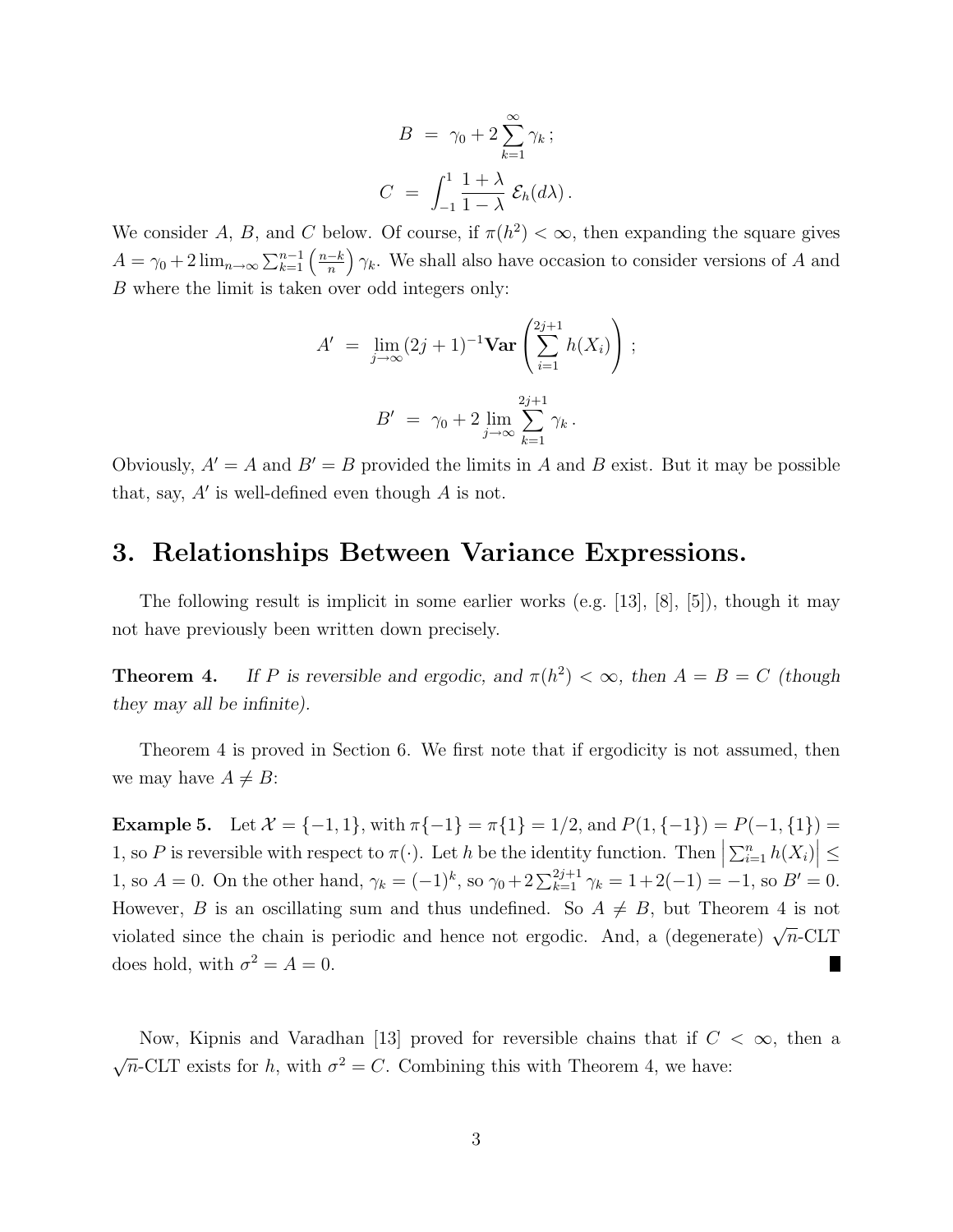$$B \;=\; \gamma_0 + 2\sum_{k=1}^{\infty} \gamma_k \,;$$

$$C \;=\; \int_{-1}^{1} \frac{1+\lambda}{1-\lambda}\, \mathcal{E}_h(d\lambda)\,.$$

We consider $A$, $B$, and $C$ below. Of course, if $\pi(h^2) < \infty$, then expanding the square gives $A = \gamma_0 + 2\lim_{n\to\infty} \sum_{k=1}^{n-1} \left(\frac{n-k}{n}\right) \gamma_k$. We shall also have occasion to consider versions of $A$ and $B$ where the limit is taken over odd integers only:

$$A' \;=\; \lim_{j\to\infty} (2j+1)^{-1} \mathbf{Var}\left(\sum_{i=1}^{2j+1} h(X_i)\right) \,;$$

$$B' \;=\; \gamma_0 + 2\lim_{j\to\infty} \sum_{k=1}^{2j+1} \gamma_k \,.$$

Obviously, $A' = A$ and $B' = B$ provided the limits in $A$ and $B$ exist. But it may be possible that, say, $A'$ is well-defined even though $A$ is not.

## 3. Relationships Between Variance Expressions.

The following result is implicit in some earlier works (e.g. [13], [8], [5]), though it may not have previously been written down precisely.

**Theorem 4.** *If $P$ is reversible and ergodic, and $\pi(h^2) < \infty$, then $A = B = C$ (though they may all be infinite).*

Theorem 4 is proved in Section 6. We first note that if ergodicity is not assumed, then we may have $A \neq B$:

**Example 5.** Let $\mathcal{X} = \{-1, 1\}$, with $\pi\{-1\} = \pi\{1\} = 1/2$, and $P(1, \{-1\}) = P(-1, \{1\}) = 1$, so $P$ is reversible with respect to $\pi(\cdot)$. Let $h$ be the identity function. Then $\left|\sum_{i=1}^{n} h(X_i)\right| \leq 1$, so $A = 0$. On the other hand, $\gamma_k = (-1)^k$, so $\gamma_0 + 2\sum_{k=1}^{2j+1} \gamma_k = 1 + 2(-1) = -1$, so $B' = 0$. However, $B$ is an oscillating sum and thus undefined. So $A \neq B$, but Theorem 4 is not violated since the chain is periodic and hence not ergodic. And, a (degenerate) $\sqrt{n}$-CLT does hold, with $\sigma^2 = A = 0$. ∎

Now, Kipnis and Varadhan [13] proved for reversible chains that if $C < \infty$, then a $\sqrt{n}$-CLT exists for $h$, with $\sigma^2 = C$. Combining this with Theorem 4, we have: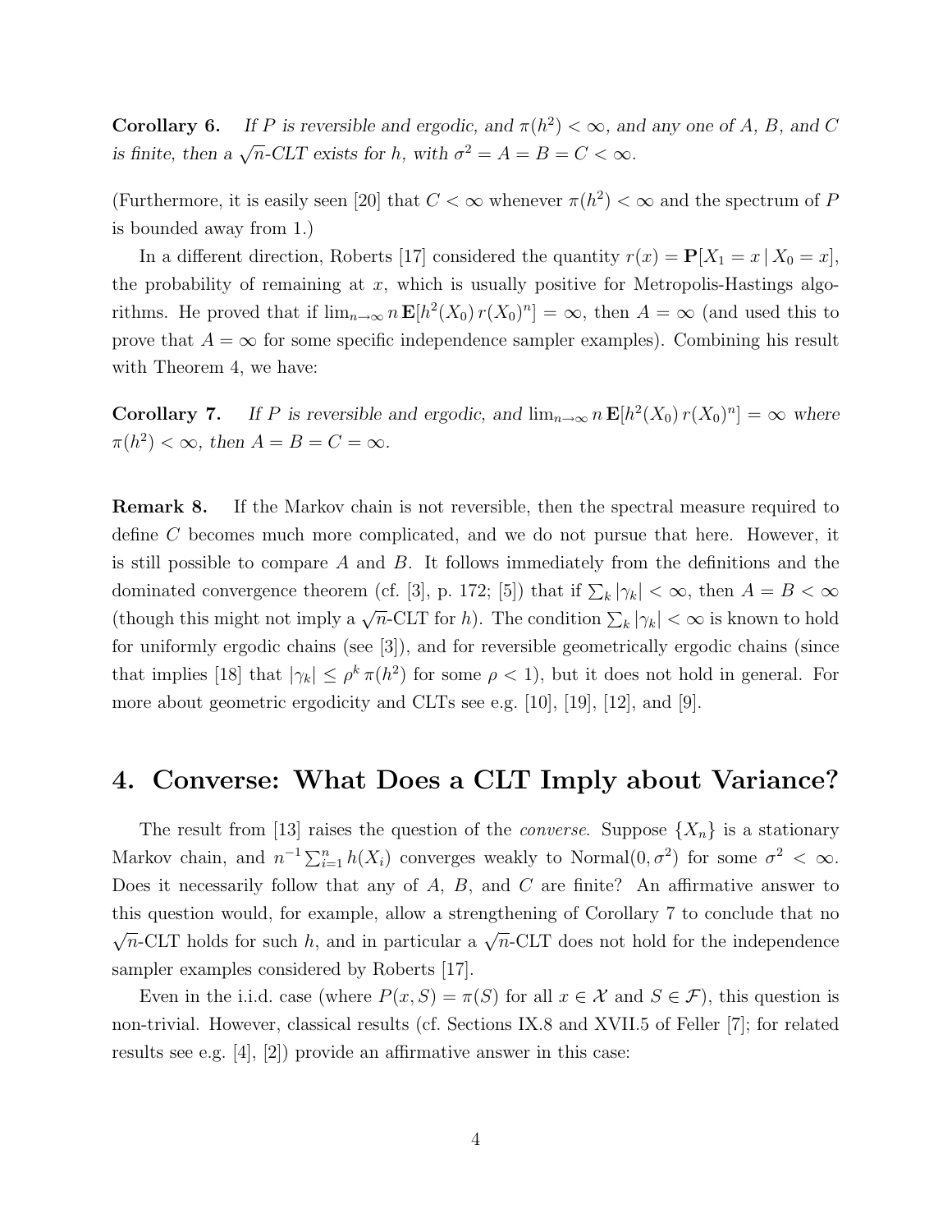**Corollary 6.** *If $P$ is reversible and ergodic, and $\pi(h^2) < \infty$, and any one of $A$, $B$, and $C$ is finite, then a $\sqrt{n}$-CLT exists for $h$, with $\sigma^2 = A = B = C < \infty$.*

(Furthermore, it is easily seen [20] that $C < \infty$ whenever $\pi(h^2) < \infty$ and the spectrum of $P$ is bounded away from 1.)

In a different direction, Roberts [17] considered the quantity $r(x) = \mathbf{P}[X_1 = x \,|\, X_0 = x]$, the probability of remaining at $x$, which is usually positive for Metropolis-Hastings algorithms. He proved that if $\lim_{n\to\infty} n\, \mathbf{E}[h^2(X_0)\, r(X_0)^n] = \infty$, then $A = \infty$ (and used this to prove that $A = \infty$ for some specific independence sampler examples). Combining his result with Theorem 4, we have:

**Corollary 7.** *If $P$ is reversible and ergodic, and $\lim_{n\to\infty} n\, \mathbf{E}[h^2(X_0)\, r(X_0)^n] = \infty$ where $\pi(h^2) < \infty$, then $A = B = C = \infty$.*

**Remark 8.** If the Markov chain is not reversible, then the spectral measure required to define $C$ becomes much more complicated, and we do not pursue that here. However, it is still possible to compare $A$ and $B$. It follows immediately from the definitions and the dominated convergence theorem (cf. [3], p. 172; [5]) that if $\sum_k |\gamma_k| < \infty$, then $A = B < \infty$ (though this might not imply a $\sqrt{n}$-CLT for $h$). The condition $\sum_k |\gamma_k| < \infty$ is known to hold for uniformly ergodic chains (see [3]), and for reversible geometrically ergodic chains (since that implies [18] that $|\gamma_k| \leq \rho^k\, \pi(h^2)$ for some $\rho < 1$), but it does not hold in general. For more about geometric ergodicity and CLTs see e.g. [10], [19], [12], and [9].

# 4. Converse: What Does a CLT Imply about Variance?

The result from [13] raises the question of the *converse*. Suppose $\{X_n\}$ is a stationary Markov chain, and $n^{-1} \sum_{i=1}^{n} h(X_i)$ converges weakly to Normal$(0, \sigma^2)$ for some $\sigma^2 < \infty$. Does it necessarily follow that any of $A$, $B$, and $C$ are finite? An affirmative answer to this question would, for example, allow a strengthening of Corollary 7 to conclude that no $\sqrt{n}$-CLT holds for such $h$, and in particular a $\sqrt{n}$-CLT does not hold for the independence sampler examples considered by Roberts [17].

Even in the i.i.d. case (where $P(x, S) = \pi(S)$ for all $x \in \mathcal{X}$ and $S \in \mathcal{F}$), this question is non-trivial. However, classical results (cf. Sections IX.8 and XVII.5 of Feller [7]; for related results see e.g. [4], [2]) provide an affirmative answer in this case: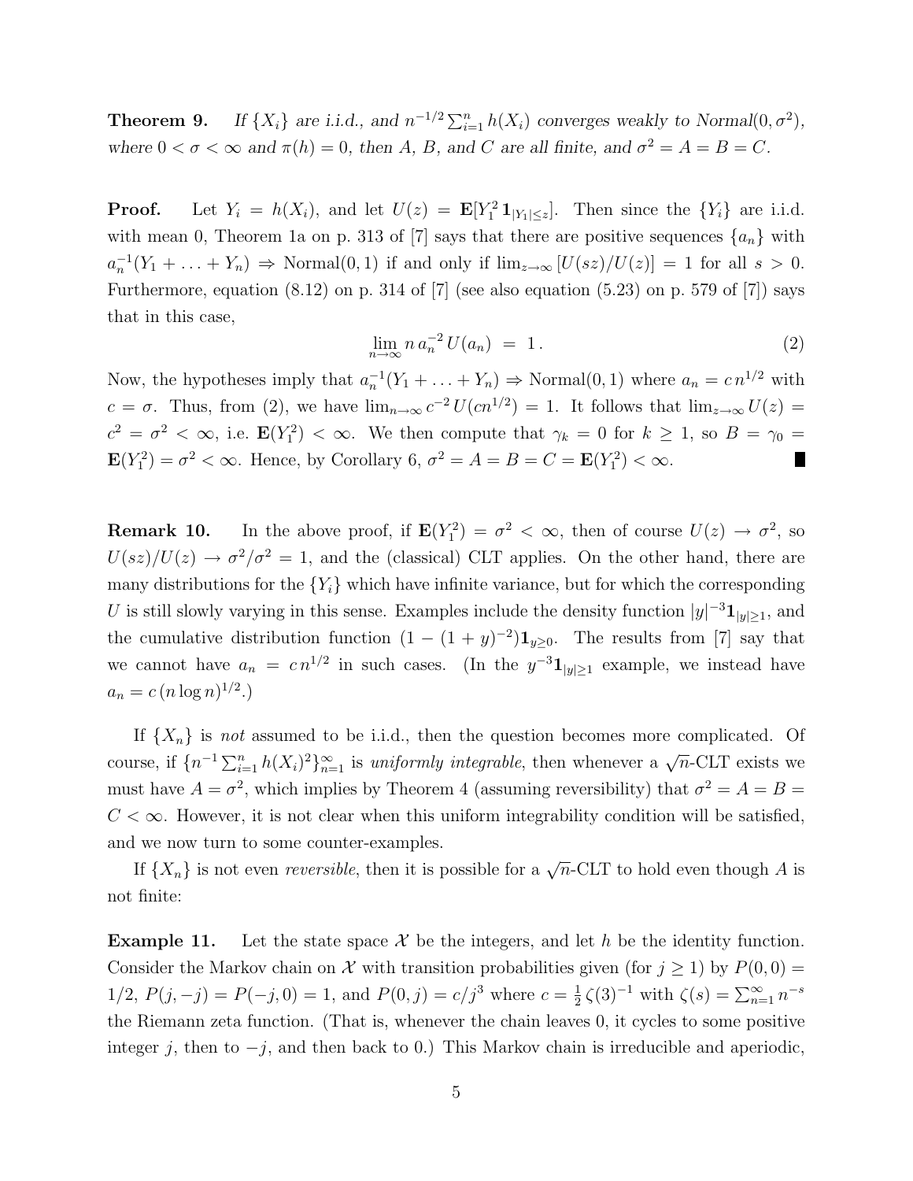**Theorem 9.** *If $\{X_i\}$ are i.i.d., and $n^{-1/2}\sum_{i=1}^{n} h(X_i)$ converges weakly to Normal$(0, \sigma^2)$, where $0 < \sigma < \infty$ and $\pi(h) = 0$, then $A$, $B$, and $C$ are all finite, and $\sigma^2 = A = B = C$.*

**Proof.** Let $Y_i = h(X_i)$, and let $U(z) = \mathbf{E}[Y_1^2 \mathbf{1}_{|Y_1| \le z}]$. Then since the $\{Y_i\}$ are i.i.d. with mean 0, Theorem 1a on p. 313 of [7] says that there are positive sequences $\{a_n\}$ with $a_n^{-1}(Y_1 + \ldots + Y_n) \Rightarrow$ Normal$(0, 1)$ if and only if $\lim_{z\to\infty} [U(sz)/U(z)] = 1$ for all $s > 0$. Furthermore, equation (8.12) on p. 314 of [7] (see also equation (5.23) on p. 579 of [7]) says that in this case,

$$\lim_{n\to\infty} n\, a_n^{-2}\, U(a_n) \;=\; 1\,. \tag{2}$$

Now, the hypotheses imply that $a_n^{-1}(Y_1 + \ldots + Y_n) \Rightarrow$ Normal$(0, 1)$ where $a_n = c\, n^{1/2}$ with $c = \sigma$. Thus, from (2), we have $\lim_{n\to\infty} c^{-2}\, U(cn^{1/2}) = 1$. It follows that $\lim_{z\to\infty} U(z) = c^2 = \sigma^2 < \infty$, i.e. $\mathbf{E}(Y_1^2) < \infty$. We then compute that $\gamma_k = 0$ for $k \ge 1$, so $B = \gamma_0 = \mathbf{E}(Y_1^2) = \sigma^2 < \infty$. Hence, by Corollary 6, $\sigma^2 = A = B = C = \mathbf{E}(Y_1^2) < \infty$. ∎

**Remark 10.** In the above proof, if $\mathbf{E}(Y_1^2) = \sigma^2 < \infty$, then of course $U(z) \to \sigma^2$, so $U(sz)/U(z) \to \sigma^2/\sigma^2 = 1$, and the (classical) CLT applies. On the other hand, there are many distributions for the $\{Y_i\}$ which have infinite variance, but for which the corresponding $U$ is still slowly varying in this sense. Examples include the density function $|y|^{-3}\mathbf{1}_{|y|\ge 1}$, and the cumulative distribution function $(1 - (1 + y)^{-2})\mathbf{1}_{y\ge 0}$. The results from [7] say that we cannot have $a_n = c\, n^{1/2}$ in such cases. (In the $y^{-3}\mathbf{1}_{|y|\ge 1}$ example, we instead have $a_n = c\,(n \log n)^{1/2}$.)

If $\{X_n\}$ is *not* assumed to be i.i.d., then the question becomes more complicated. Of course, if $\{n^{-1}\sum_{i=1}^{n} h(X_i)^2\}_{n=1}^{\infty}$ is *uniformly integrable*, then whenever a $\sqrt{n}$-CLT exists we must have $A = \sigma^2$, which implies by Theorem 4 (assuming reversibility) that $\sigma^2 = A = B = C < \infty$. However, it is not clear when this uniform integrability condition will be satisfied, and we now turn to some counter-examples.

If $\{X_n\}$ is not even *reversible*, then it is possible for a $\sqrt{n}$-CLT to hold even though $A$ is not finite:

**Example 11.** Let the state space $\mathcal{X}$ be the integers, and let $h$ be the identity function. Consider the Markov chain on $\mathcal{X}$ with transition probabilities given (for $j \ge 1$) by $P(0, 0) = 1/2$, $P(j, -j) = P(-j, 0) = 1$, and $P(0, j) = c/j^3$ where $c = \frac{1}{2}\,\zeta(3)^{-1}$ with $\zeta(s) = \sum_{n=1}^{\infty} n^{-s}$ the Riemann zeta function. (That is, whenever the chain leaves 0, it cycles to some positive integer $j$, then to $-j$, and then back to 0.) This Markov chain is irreducible and aperiodic,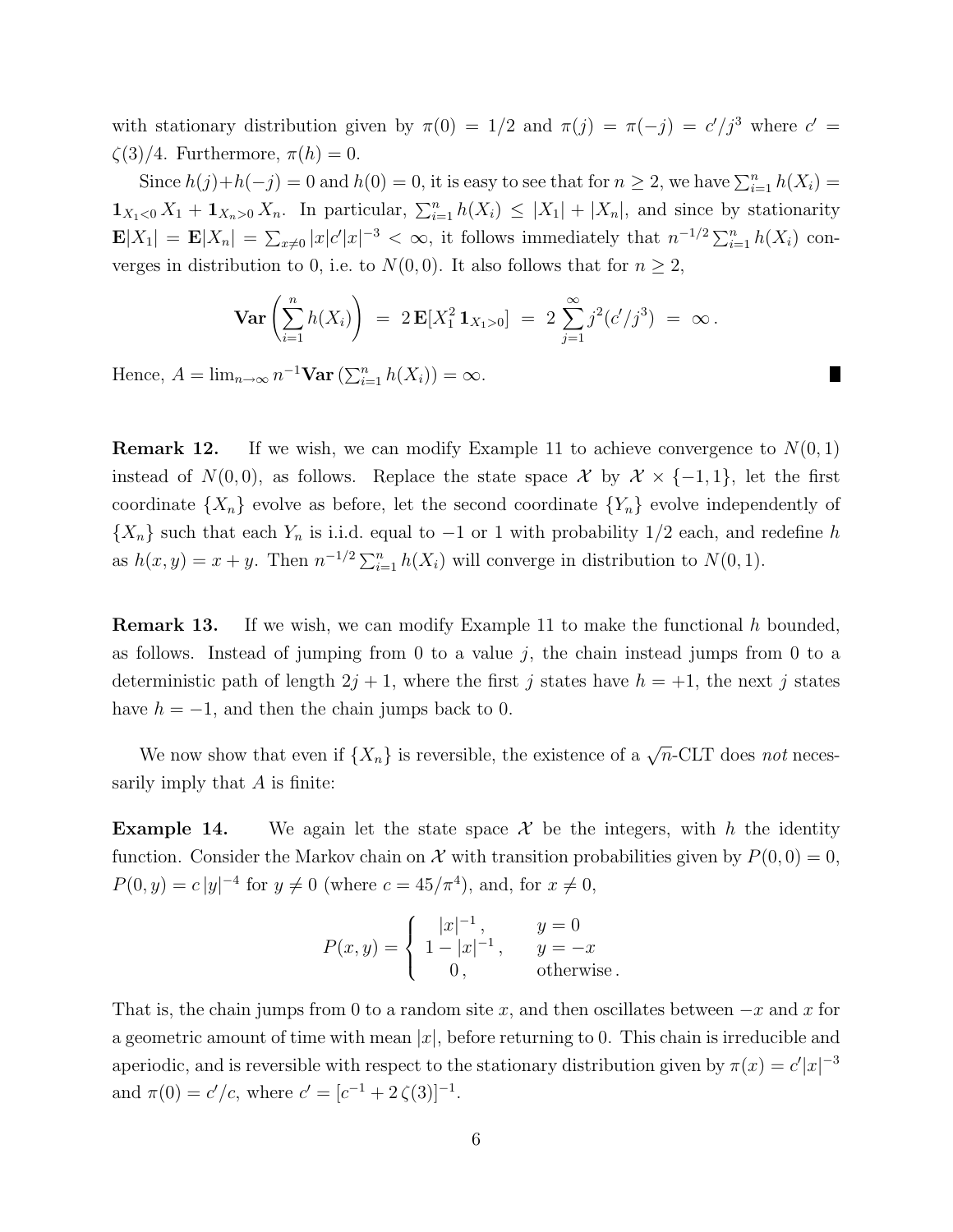with stationary distribution given by $\pi(0) = 1/2$ and $\pi(j) = \pi(-j) = c'/j^3$ where $c' = \zeta(3)/4$. Furthermore, $\pi(h) = 0$.

Since $h(j)+h(-j) = 0$ and $h(0) = 0$, it is easy to see that for $n \geq 2$, we have $\sum_{i=1}^n h(X_i) = \mathbf{1}_{X_1<0}\, X_1 + \mathbf{1}_{X_n>0}\, X_n$. In particular, $\sum_{i=1}^n h(X_i) \leq |X_1| + |X_n|$, and since by stationarity $\mathbf{E}|X_1| = \mathbf{E}|X_n| = \sum_{x\neq 0} |x| c' |x|^{-3} < \infty$, it follows immediately that $n^{-1/2} \sum_{i=1}^n h(X_i)$ converges in distribution to 0, i.e. to $N(0,0)$. It also follows that for $n \geq 2$,

$$\mathbf{Var}\left(\sum_{i=1}^n h(X_i)\right) \;=\; 2\,\mathbf{E}[X_1^2\, \mathbf{1}_{X_1>0}] \;=\; 2\sum_{j=1}^\infty j^2 (c'/j^3) \;=\; \infty\,.$$

Hence, $A = \lim_{n\to\infty} n^{-1}\mathbf{Var}\left(\sum_{i=1}^n h(X_i)\right) = \infty$. ∎

**Remark 12.** If we wish, we can modify Example 11 to achieve convergence to $N(0,1)$ instead of $N(0,0)$, as follows. Replace the state space $\mathcal{X}$ by $\mathcal{X} \times \{-1,1\}$, let the first coordinate $\{X_n\}$ evolve as before, let the second coordinate $\{Y_n\}$ evolve independently of $\{X_n\}$ such that each $Y_n$ is i.i.d. equal to $-1$ or 1 with probability 1/2 each, and redefine $h$ as $h(x,y) = x + y$. Then $n^{-1/2}\sum_{i=1}^n h(X_i)$ will converge in distribution to $N(0,1)$.

**Remark 13.** If we wish, we can modify Example 11 to make the functional $h$ bounded, as follows. Instead of jumping from 0 to a value $j$, the chain instead jumps from 0 to a deterministic path of length $2j+1$, where the first $j$ states have $h = +1$, the next $j$ states have $h = -1$, and then the chain jumps back to 0.

We now show that even if $\{X_n\}$ is reversible, the existence of a $\sqrt{n}$-CLT does *not* necessarily imply that $A$ is finite:

**Example 14.** We again let the state space $\mathcal{X}$ be the integers, with $h$ the identity function. Consider the Markov chain on $\mathcal{X}$ with transition probabilities given by $P(0,0) = 0$, $P(0,y) = c\,|y|^{-4}$ for $y \neq 0$ (where $c = 45/\pi^4$), and, for $x \neq 0$,

$$P(x,y) = \begin{cases} |x|^{-1}\,, & y = 0 \\ 1 - |x|^{-1}\,, & y = -x \\ 0\,, & \text{otherwise}\,. \end{cases}$$

That is, the chain jumps from 0 to a random site $x$, and then oscillates between $-x$ and $x$ for a geometric amount of time with mean $|x|$, before returning to 0. This chain is irreducible and aperiodic, and is reversible with respect to the stationary distribution given by $\pi(x) = c'|x|^{-3}$ and $\pi(0) = c'/c$, where $c' = [c^{-1} + 2\,\zeta(3)]^{-1}$.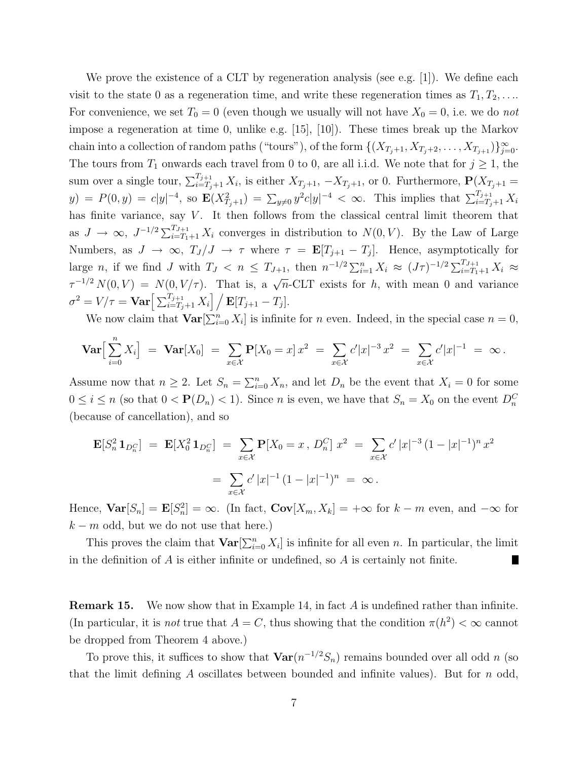We prove the existence of a CLT by regeneration analysis (see e.g. [1]). We define each visit to the state 0 as a regeneration time, and write these regeneration times as $T_1, T_2, \ldots$. For convenience, we set $T_0 = 0$ (even though we usually will not have $X_0 = 0$, i.e. we do *not* impose a regeneration at time 0, unlike e.g. [15], [10]). These times break up the Markov chain into a collection of random paths ("tours"), of the form $\{(X_{T_j+1}, X_{T_j+2}, \ldots, X_{T_{j+1}})\}_{j=0}^{\infty}$. The tours from $T_1$ onwards each travel from 0 to 0, are all i.i.d. We note that for $j \geq 1$, the sum over a single tour, $\sum_{i=T_j+1}^{T_{j+1}} X_i$, is either $X_{T_j+1}$, $-X_{T_j+1}$, or 0. Furthermore, $\mathbf{P}(X_{T_j+1} = y) = P(0, y) = c|y|^{-4}$, so $\mathbf{E}(X_{T_j+1}^2) = \sum_{y \neq 0} y^2 c|y|^{-4} < \infty$. This implies that $\sum_{i=T_j+1}^{T_{j+1}} X_i$ has finite variance, say $V$. It then follows from the classical central limit theorem that as $J \to \infty$, $J^{-1/2} \sum_{i=T_1+1}^{T_{J+1}} X_i$ converges in distribution to $N(0, V)$. By the Law of Large Numbers, as $J \to \infty$, $T_J/J \to \tau$ where $\tau = \mathbf{E}[T_{j+1} - T_j]$. Hence, asymptotically for large $n$, if we find $J$ with $T_J < n \leq T_{J+1}$, then $n^{-1/2} \sum_{i=1}^{n} X_i \approx (J\tau)^{-1/2} \sum_{i=T_1+1}^{T_{J+1}} X_i \approx \tau^{-1/2} N(0, V) = N(0, V/\tau)$. That is, a $\sqrt{n}$-CLT exists for $h$, with mean 0 and variance $\sigma^2 = V/\tau = \mathbf{Var}\Big[\sum_{i=T_j+1}^{T_{j+1}} X_i\Big] \Big/ \mathbf{E}[T_{j+1} - T_j]$.

We now claim that $\mathbf{Var}[\sum_{i=0}^{n} X_i]$ is infinite for $n$ even. Indeed, in the special case $n = 0$,

$$\mathbf{Var}\Big[\sum_{i=0}^{n} X_i\Big] \;=\; \mathbf{Var}[X_0] \;=\; \sum_{x \in \mathcal{X}} \mathbf{P}[X_0 = x]\, x^2 \;=\; \sum_{x \in \mathcal{X}} c'|x|^{-3}\, x^2 \;=\; \sum_{x \in \mathcal{X}} c'|x|^{-1} \;=\; \infty\,.$$

Assume now that $n \geq 2$. Let $S_n = \sum_{i=0}^{n} X_n$, and let $D_n$ be the event that $X_i = 0$ for some $0 \leq i \leq n$ (so that $0 < \mathbf{P}(D_n) < 1$). Since $n$ is even, we have that $S_n = X_0$ on the event $D_n^C$ (because of cancellation), and so

$$\mathbf{E}[S_n^2\, \mathbf{1}_{D_n^C}] \;=\; \mathbf{E}[X_0^2\, \mathbf{1}_{D_n^C}] \;=\; \sum_{x \in \mathcal{X}} \mathbf{P}[X_0 = x\,,\, D_n^C]\; x^2 \;=\; \sum_{x \in \mathcal{X}} c'\,|x|^{-3}\,(1 - |x|^{-1})^n\, x^2$$

$$=\; \sum_{x \in \mathcal{X}} c'\,|x|^{-1}\,(1 - |x|^{-1})^n \;=\; \infty\,.$$

Hence, $\mathbf{Var}[S_n] = \mathbf{E}[S_n^2] = \infty$. (In fact, $\mathbf{Cov}[X_m, X_k] = +\infty$ for $k - m$ even, and $-\infty$ for $k - m$ odd, but we do not use that here.)

This proves the claim that $\mathbf{Var}[\sum_{i=0}^{n} X_i]$ is infinite for all even $n$. In particular, the limit in the definition of $A$ is either infinite or undefined, so $A$ is certainly not finite. ∎

**Remark 15.** We now show that in Example 14, in fact $A$ is undefined rather than infinite. (In particular, it is *not* true that $A = C$, thus showing that the condition $\pi(h^2) < \infty$ cannot be dropped from Theorem 4 above.)

To prove this, it suffices to show that $\mathbf{Var}(n^{-1/2} S_n)$ remains bounded over all odd $n$ (so that the limit defining $A$ oscillates between bounded and infinite values). But for $n$ odd,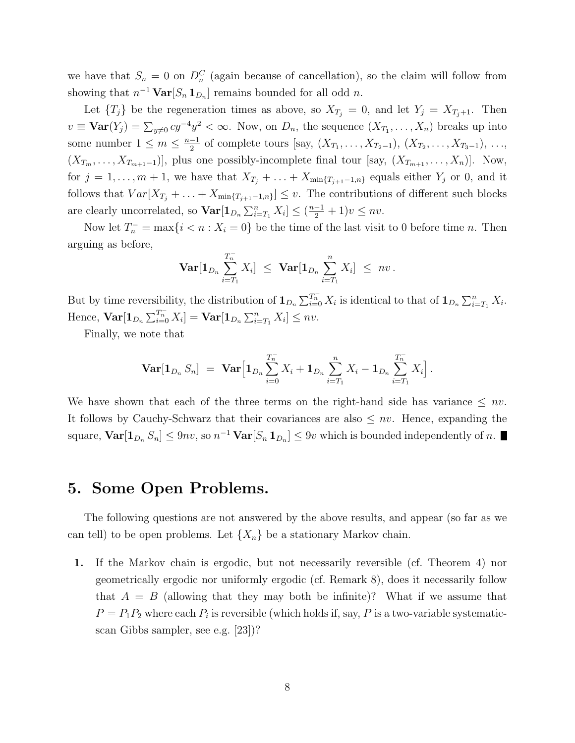we have that $S_n = 0$ on $D_n^C$ (again because of cancellation), so the claim will follow from showing that $n^{-1}\,\mathbf{Var}[S_n \mathbf{1}_{D_n}]$ remains bounded for all odd $n$.

Let $\{T_j\}$ be the regeneration times as above, so $X_{T_j} = 0$, and let $Y_j = X_{T_j+1}$. Then $v \equiv \mathbf{Var}(Y_j) = \sum_{y \neq 0} c y^{-4} y^2 < \infty$. Now, on $D_n$, the sequence $(X_{T_1}, \ldots, X_n)$ breaks up into some number $1 \leq m \leq \frac{n-1}{2}$ of complete tours [say, $(X_{T_1}, \ldots, X_{T_2-1})$, $(X_{T_2}, \ldots, X_{T_3-1})$, $\ldots$, $(X_{T_m}, \ldots, X_{T_{m+1}-1})$], plus one possibly-incomplete final tour [say, $(X_{T_{m+1}}, \ldots, X_n)$]. Now, for $j = 1, \ldots, m+1$, we have that $X_{T_j} + \ldots + X_{\min\{T_{j+1}-1, n\}}$ equals either $Y_j$ or $0$, and it follows that $Var[X_{T_j} + \ldots + X_{\min\{T_{j+1}-1,n\}}] \leq v$. The contributions of different such blocks are clearly uncorrelated, so $\mathbf{Var}[\mathbf{1}_{D_n} \sum_{i=T_1}^{n} X_i] \leq (\frac{n-1}{2} + 1) v \leq nv$.

Now let $T_n^- = \max\{i < n : X_i = 0\}$ be the time of the last visit to 0 before time $n$. Then arguing as before,

$$\mathbf{Var}[\mathbf{1}_{D_n} \sum_{i=T_1}^{T_n^-} X_i] \;\leq\; \mathbf{Var}[\mathbf{1}_{D_n} \sum_{i=T_1}^{n} X_i] \;\leq\; nv\,.$$

But by time reversibility, the distribution of $\mathbf{1}_{D_n} \sum_{i=0}^{T_n^-} X_i$ is identical to that of $\mathbf{1}_{D_n} \sum_{i=T_1}^{n} X_i$. Hence, $\mathbf{Var}[\mathbf{1}_{D_n} \sum_{i=0}^{T_n^-} X_i] = \mathbf{Var}[\mathbf{1}_{D_n} \sum_{i=T_1}^{n} X_i] \leq nv$.

Finally, we note that

$$\mathbf{Var}[\mathbf{1}_{D_n} S_n] \;=\; \mathbf{Var}\Big[\mathbf{1}_{D_n} \sum_{i=0}^{T_n^-} X_i + \mathbf{1}_{D_n} \sum_{i=T_1}^{n} X_i - \mathbf{1}_{D_n} \sum_{i=T_1}^{T_n^-} X_i\Big]\,.$$

We have shown that each of the three terms on the right-hand side has variance $\leq nv$. It follows by Cauchy-Schwarz that their covariances are also $\leq nv$. Hence, expanding the square, $\mathbf{Var}[\mathbf{1}_{D_n} S_n] \leq 9nv$, so $n^{-1}\,\mathbf{Var}[S_n \mathbf{1}_{D_n}] \leq 9v$ which is bounded independently of $n$. ∎

## 5. Some Open Problems.

The following questions are not answered by the above results, and appear (so far as we can tell) to be open problems. Let $\{X_n\}$ be a stationary Markov chain.

**1.** If the Markov chain is ergodic, but not necessarily reversible (cf. Theorem 4) nor geometrically ergodic nor uniformly ergodic (cf. Remark 8), does it necessarily follow that $A = B$ (allowing that they may both be infinite)? What if we assume that $P = P_1 P_2$ where each $P_i$ is reversible (which holds if, say, $P$ is a two-variable systematic-scan Gibbs sampler, see e.g. [23])?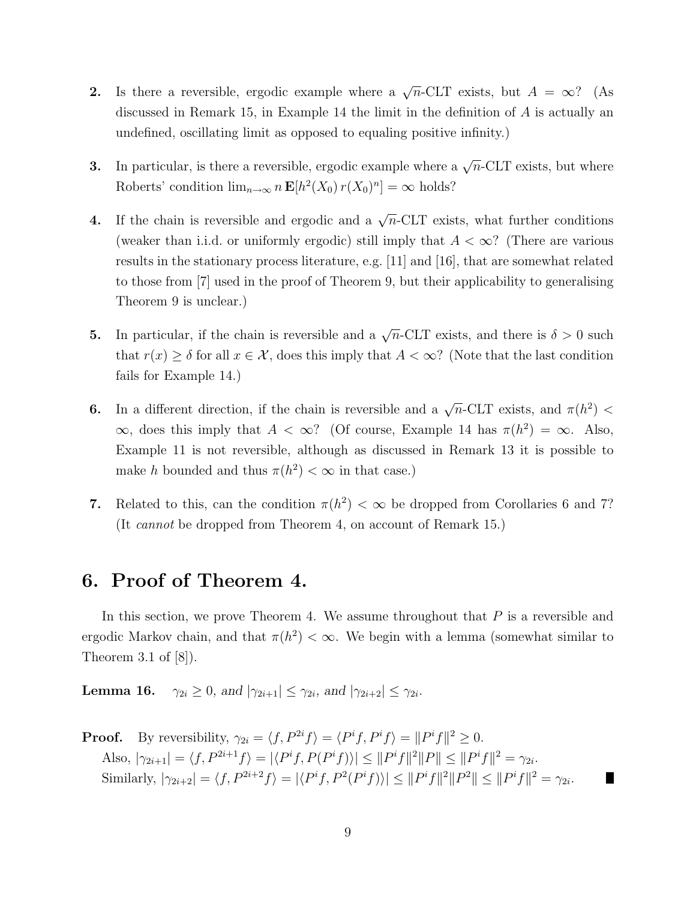**2.** Is there a reversible, ergodic example where a $\sqrt{n}$-CLT exists, but $A = \infty$? (As discussed in Remark 15, in Example 14 the limit in the definition of $A$ is actually an undefined, oscillating limit as opposed to equaling positive infinity.)

**3.** In particular, is there a reversible, ergodic example where a $\sqrt{n}$-CLT exists, but where Roberts' condition $\lim_{n\to\infty} n\,\mathbf{E}[h^2(X_0)\,r(X_0)^n] = \infty$ holds?

**4.** If the chain is reversible and ergodic and a $\sqrt{n}$-CLT exists, what further conditions (weaker than i.i.d. or uniformly ergodic) still imply that $A < \infty$? (There are various results in the stationary process literature, e.g. [11] and [16], that are somewhat related to those from [7] used in the proof of Theorem 9, but their applicability to generalising Theorem 9 is unclear.)

**5.** In particular, if the chain is reversible and a $\sqrt{n}$-CLT exists, and there is $\delta > 0$ such that $r(x) \geq \delta$ for all $x \in \mathcal{X}$, does this imply that $A < \infty$? (Note that the last condition fails for Example 14.)

**6.** In a different direction, if the chain is reversible and a $\sqrt{n}$-CLT exists, and $\pi(h^2) < \infty$, does this imply that $A < \infty$? (Of course, Example 14 has $\pi(h^2) = \infty$. Also, Example 11 is not reversible, although as discussed in Remark 13 it is possible to make $h$ bounded and thus $\pi(h^2) < \infty$ in that case.)

**7.** Related to this, can the condition $\pi(h^2) < \infty$ be dropped from Corollaries 6 and 7? (It *cannot* be dropped from Theorem 4, on account of Remark 15.)

# 6. Proof of Theorem 4.

In this section, we prove Theorem 4. We assume throughout that $P$ is a reversible and ergodic Markov chain, and that $\pi(h^2) < \infty$. We begin with a lemma (somewhat similar to Theorem 3.1 of [8]).

**Lemma 16.** *$\gamma_{2i} \geq 0$, and $|\gamma_{2i+1}| \leq \gamma_{2i}$, and $|\gamma_{2i+2}| \leq \gamma_{2i}$.*

**Proof.** By reversibility, $\gamma_{2i} = \langle f, P^{2i} f\rangle = \langle P^i f, P^i f\rangle = \|P^i f\|^2 \geq 0$.

Also, $|\gamma_{2i+1}| = \langle f, P^{2i+1} f\rangle = |\langle P^i f, P(P^i f)\rangle| \leq \|P^i f\|^2 \|P\| \leq \|P^i f\|^2 = \gamma_{2i}$.

Similarly, $|\gamma_{2i+2}| = \langle f, P^{2i+2} f\rangle = |\langle P^i f, P^2(P^i f)\rangle| \leq \|P^i f\|^2 \|P^2\| \leq \|P^i f\|^2 = \gamma_{2i}$. ∎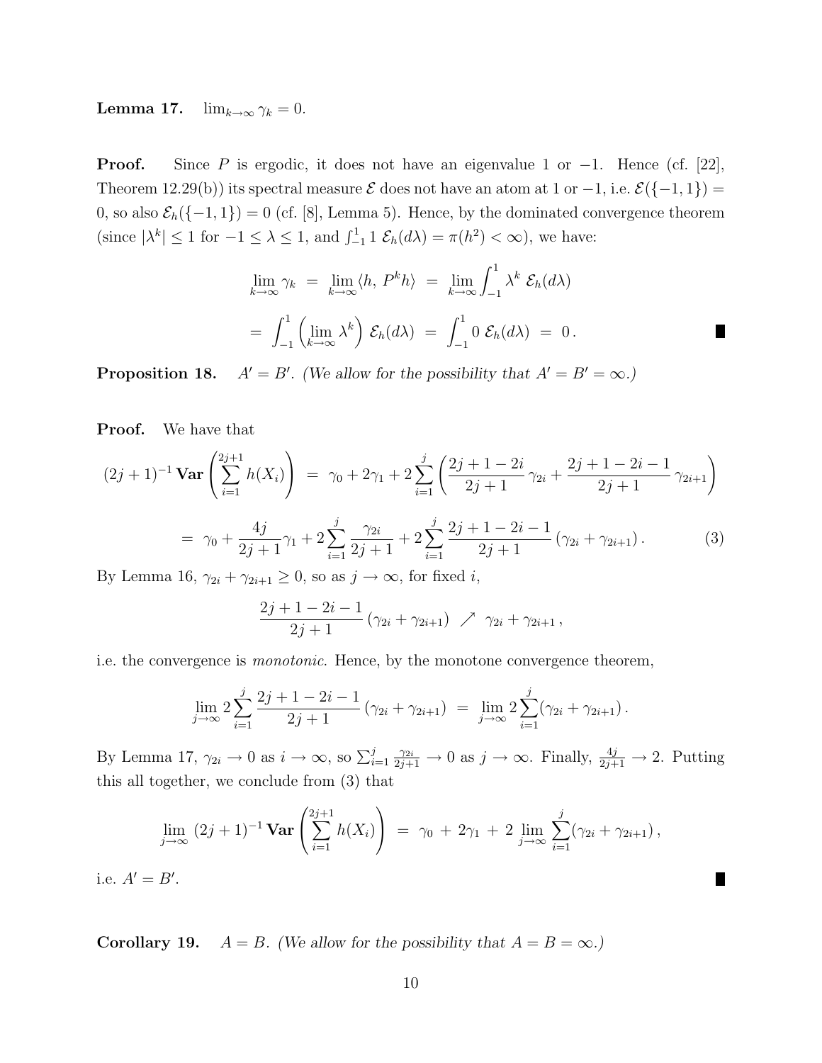**Lemma 17.** $\lim_{k\to\infty} \gamma_k = 0$.

**Proof.** Since $P$ is ergodic, it does not have an eigenvalue 1 or $-1$. Hence (cf. [22], Theorem 12.29(b)) its spectral measure $\mathcal{E}$ does not have an atom at 1 or $-1$, i.e. $\mathcal{E}(\{-1,1\}) = 0$, so also $\mathcal{E}_h(\{-1,1\}) = 0$ (cf. [8], Lemma 5). Hence, by the dominated convergence theorem (since $|\lambda^k| \le 1$ for $-1 \le \lambda \le 1$, and $\int_{-1}^{1} 1\ \mathcal{E}_h(d\lambda) = \pi(h^2) < \infty$), we have:

$$\lim_{k\to\infty} \gamma_k \;=\; \lim_{k\to\infty} \langle h,\, P^k h\rangle \;=\; \lim_{k\to\infty} \int_{-1}^{1} \lambda^k\ \mathcal{E}_h(d\lambda)$$

$$=\; \int_{-1}^{1} \left(\lim_{k\to\infty} \lambda^k\right) \mathcal{E}_h(d\lambda) \;=\; \int_{-1}^{1} 0\ \mathcal{E}_h(d\lambda) \;=\; 0\,. \qquad \blacksquare$$

**Proposition 18.** $A' = B'$. *(We allow for the possibility that $A' = B' = \infty$.)*

**Proof.** We have that

$$(2j+1)^{-1}\,\mathbf{Var}\left(\sum_{i=1}^{2j+1} h(X_i)\right) \;=\; \gamma_0 + 2\gamma_1 + 2\sum_{i=1}^{j}\left(\frac{2j+1-2i}{2j+1}\,\gamma_{2i} + \frac{2j+1-2i-1}{2j+1}\,\gamma_{2i+1}\right)$$

$$=\; \gamma_0 + \frac{4j}{2j+1}\gamma_1 + 2\sum_{i=1}^{j}\frac{\gamma_{2i}}{2j+1} + 2\sum_{i=1}^{j}\frac{2j+1-2i-1}{2j+1}\,(\gamma_{2i}+\gamma_{2i+1})\,. \tag{3}$$

By Lemma 16, $\gamma_{2i}+\gamma_{2i+1} \ge 0$, so as $j\to\infty$, for fixed $i$,

$$\frac{2j+1-2i-1}{2j+1}\,(\gamma_{2i}+\gamma_{2i+1}) \;\nearrow\; \gamma_{2i}+\gamma_{2i+1}\,,$$

i.e. the convergence is *monotonic*. Hence, by the monotone convergence theorem,

$$\lim_{j\to\infty} 2\sum_{i=1}^{j}\frac{2j+1-2i-1}{2j+1}\,(\gamma_{2i}+\gamma_{2i+1}) \;=\; \lim_{j\to\infty} 2\sum_{i=1}^{j}(\gamma_{2i}+\gamma_{2i+1})\,.$$

By Lemma 17, $\gamma_{2i}\to 0$ as $i\to\infty$, so $\sum_{i=1}^{j}\frac{\gamma_{2i}}{2j+1} \to 0$ as $j\to\infty$. Finally, $\frac{4j}{2j+1}\to 2$. Putting this all together, we conclude from (3) that

$$\lim_{j\to\infty}\,(2j+1)^{-1}\,\mathbf{Var}\left(\sum_{i=1}^{2j+1} h(X_i)\right) \;=\; \gamma_0 \;+\; 2\gamma_1 \;+\; 2\,\lim_{j\to\infty}\sum_{i=1}^{j}(\gamma_{2i}+\gamma_{2i+1})\,,$$

i.e. $A' = B'$. $\blacksquare$

**Corollary 19.** $A = B$. *(We allow for the possibility that $A = B = \infty$.)*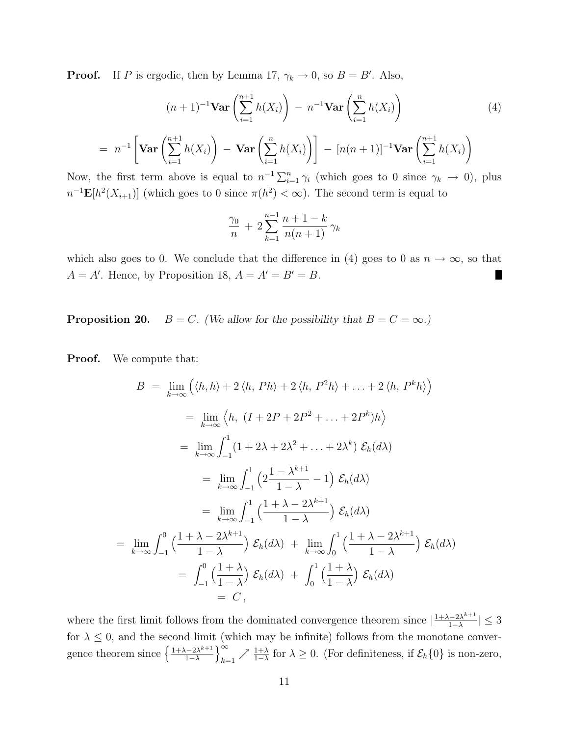**Proof.** If $P$ is ergodic, then by Lemma 17, $\gamma_k \to 0$, so $B = B'$. Also,

$$(n+1)^{-1}\mathbf{Var}\left(\sum_{i=1}^{n+1} h(X_i)\right) \;-\; n^{-1}\mathbf{Var}\left(\sum_{i=1}^{n} h(X_i)\right) \tag{4}$$

$$= \; n^{-1}\left[\mathbf{Var}\left(\sum_{i=1}^{n+1} h(X_i)\right) \;-\; \mathbf{Var}\left(\sum_{i=1}^{n} h(X_i)\right)\right] \;-\; [n(n+1)]^{-1}\mathbf{Var}\left(\sum_{i=1}^{n+1} h(X_i)\right)$$

Now, the first term above is equal to $n^{-1}\sum_{i=1}^{n}\gamma_i$ (which goes to 0 since $\gamma_k \to 0$), plus $n^{-1}\mathbf{E}[h^2(X_{i+1})]$ (which goes to 0 since $\pi(h^2) < \infty$). The second term is equal to

$$\frac{\gamma_0}{n} \;+\; 2\sum_{k=1}^{n-1}\frac{n+1-k}{n(n+1)}\,\gamma_k$$

which also goes to 0. We conclude that the difference in (4) goes to 0 as $n \to \infty$, so that $A = A'$. Hence, by Proposition 18, $A = A' = B' = B$. ∎

**Proposition 20.** *$B = C$. (We allow for the possibility that $B = C = \infty$.)*

**Proof.** We compute that:

$$\begin{aligned}
B \;&=\; \lim_{k\to\infty}\Big(\langle h, h\rangle + 2\,\langle h,\, Ph\rangle + 2\,\langle h,\, P^2 h\rangle + \ldots + 2\,\langle h,\, P^k h\rangle\Big) \\
&=\; \lim_{k\to\infty}\Big\langle h,\; (I + 2P + 2P^2 + \ldots + 2P^k)h\Big\rangle \\
&=\; \lim_{k\to\infty}\int_{-1}^{1}(1 + 2\lambda + 2\lambda^2 + \ldots + 2\lambda^k)\;\mathcal{E}_h(d\lambda) \\
&=\; \lim_{k\to\infty}\int_{-1}^{1}\Big(2\frac{1-\lambda^{k+1}}{1-\lambda} - 1\Big)\;\mathcal{E}_h(d\lambda) \\
&=\; \lim_{k\to\infty}\int_{-1}^{1}\Big(\frac{1+\lambda-2\lambda^{k+1}}{1-\lambda}\Big)\;\mathcal{E}_h(d\lambda) \\
&=\; \lim_{k\to\infty}\int_{-1}^{0}\Big(\frac{1+\lambda-2\lambda^{k+1}}{1-\lambda}\Big)\;\mathcal{E}_h(d\lambda) \;+\; \lim_{k\to\infty}\int_{0}^{1}\Big(\frac{1+\lambda-2\lambda^{k+1}}{1-\lambda}\Big)\;\mathcal{E}_h(d\lambda) \\
&=\; \int_{-1}^{0}\Big(\frac{1+\lambda}{1-\lambda}\Big)\;\mathcal{E}_h(d\lambda) \;+\; \int_{0}^{1}\Big(\frac{1+\lambda}{1-\lambda}\Big)\;\mathcal{E}_h(d\lambda) \\
&=\; C\,,
\end{aligned}$$

where the first limit follows from the dominated convergence theorem since $|\frac{1+\lambda-2\lambda^{k+1}}{1-\lambda}| \le 3$ for $\lambda \le 0$, and the second limit (which may be infinite) follows from the monotone convergence theorem since $\left\{\frac{1+\lambda-2\lambda^{k+1}}{1-\lambda}\right\}_{k=1}^{\infty} \nearrow \frac{1+\lambda}{1-\lambda}$ for $\lambda \ge 0$. (For definiteness, if $\mathcal{E}_h\{0\}$ is non-zero,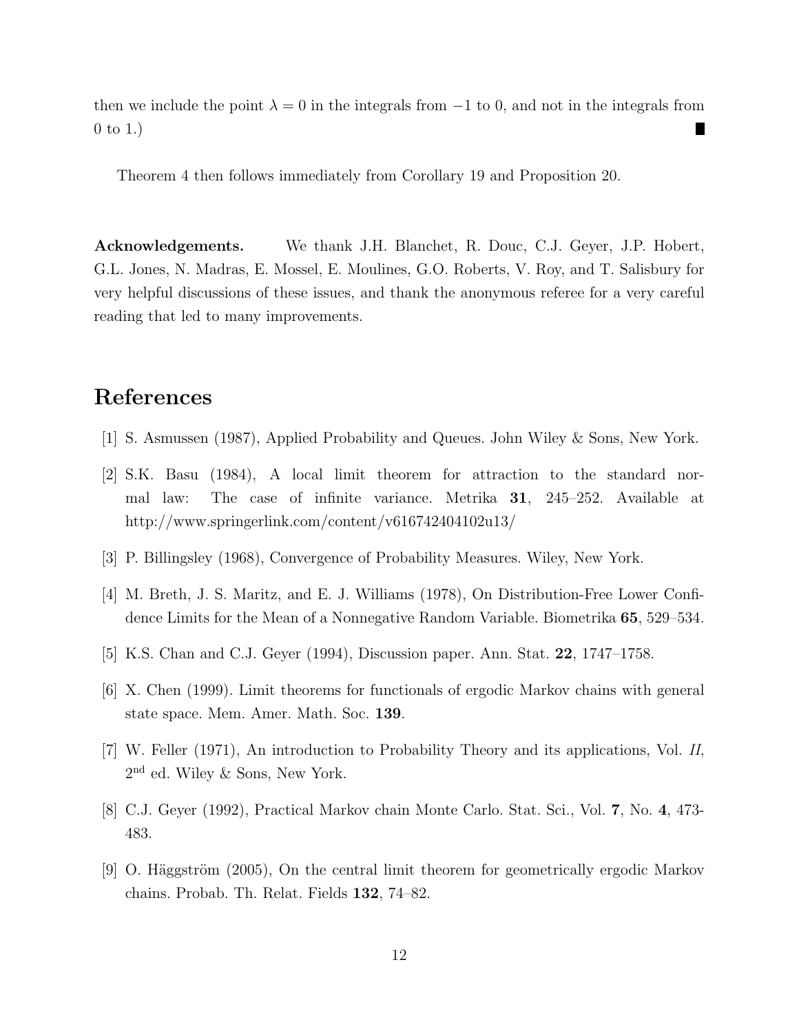then we include the point $\lambda = 0$ in the integrals from $-1$ to 0, and not in the integrals from 0 to 1.) ∎

Theorem 4 then follows immediately from Corollary 19 and Proposition 20.

**Acknowledgements.** We thank J.H. Blanchet, R. Douc, C.J. Geyer, J.P. Hobert, G.L. Jones, N. Madras, E. Mossel, E. Moulines, G.O. Roberts, V. Roy, and T. Salisbury for very helpful discussions of these issues, and thank the anonymous referee for a very careful reading that led to many improvements.

# References

[1] S. Asmussen (1987), Applied Probability and Queues. John Wiley & Sons, New York.

[2] S.K. Basu (1984), A local limit theorem for attraction to the standard normal law: The case of infinite variance. Metrika **31**, 245–252. Available at http://www.springerlink.com/content/v616742404102u13/

[3] P. Billingsley (1968), Convergence of Probability Measures. Wiley, New York.

[4] M. Breth, J. S. Maritz, and E. J. Williams (1978), On Distribution-Free Lower Confidence Limits for the Mean of a Nonnegative Random Variable. Biometrika **65**, 529–534.

[5] K.S. Chan and C.J. Geyer (1994), Discussion paper. Ann. Stat. **22**, 1747–1758.

[6] X. Chen (1999). Limit theorems for functionals of ergodic Markov chains with general state space. Mem. Amer. Math. Soc. **139**.

[7] W. Feller (1971), An introduction to Probability Theory and its applications, Vol. *II*, 2nd ed. Wiley & Sons, New York.

[8] C.J. Geyer (1992), Practical Markov chain Monte Carlo. Stat. Sci., Vol. **7**, No. **4**, 473-483.

[9] O. Häggström (2005), On the central limit theorem for geometrically ergodic Markov chains. Probab. Th. Relat. Fields **132**, 74–82.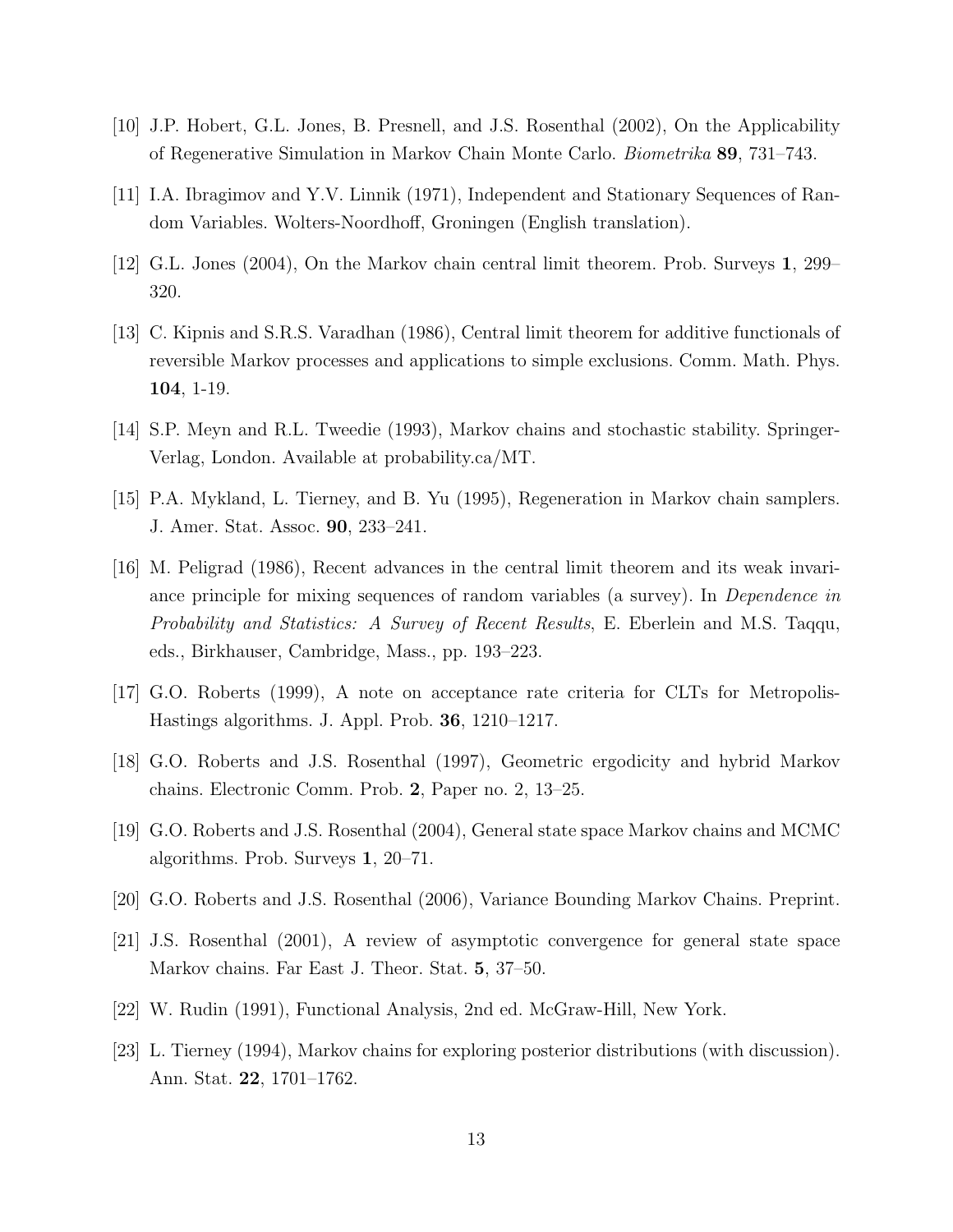[10] J.P. Hobert, G.L. Jones, B. Presnell, and J.S. Rosenthal (2002), On the Applicability of Regenerative Simulation in Markov Chain Monte Carlo. *Biometrika* **89**, 731–743.

[11] I.A. Ibragimov and Y.V. Linnik (1971), Independent and Stationary Sequences of Random Variables. Wolters-Noordhoff, Groningen (English translation).

[12] G.L. Jones (2004), On the Markov chain central limit theorem. Prob. Surveys **1**, 299–320.

[13] C. Kipnis and S.R.S. Varadhan (1986), Central limit theorem for additive functionals of reversible Markov processes and applications to simple exclusions. Comm. Math. Phys. **104**, 1-19.

[14] S.P. Meyn and R.L. Tweedie (1993), Markov chains and stochastic stability. Springer-Verlag, London. Available at probability.ca/MT.

[15] P.A. Mykland, L. Tierney, and B. Yu (1995), Regeneration in Markov chain samplers. J. Amer. Stat. Assoc. **90**, 233–241.

[16] M. Peligrad (1986), Recent advances in the central limit theorem and its weak invariance principle for mixing sequences of random variables (a survey). In *Dependence in Probability and Statistics: A Survey of Recent Results*, E. Eberlein and M.S. Taqqu, eds., Birkhauser, Cambridge, Mass., pp. 193–223.

[17] G.O. Roberts (1999), A note on acceptance rate criteria for CLTs for Metropolis-Hastings algorithms. J. Appl. Prob. **36**, 1210–1217.

[18] G.O. Roberts and J.S. Rosenthal (1997), Geometric ergodicity and hybrid Markov chains. Electronic Comm. Prob. **2**, Paper no. 2, 13–25.

[19] G.O. Roberts and J.S. Rosenthal (2004), General state space Markov chains and MCMC algorithms. Prob. Surveys **1**, 20–71.

[20] G.O. Roberts and J.S. Rosenthal (2006), Variance Bounding Markov Chains. Preprint.

[21] J.S. Rosenthal (2001), A review of asymptotic convergence for general state space Markov chains. Far East J. Theor. Stat. **5**, 37–50.

[22] W. Rudin (1991), Functional Analysis, 2nd ed. McGraw-Hill, New York.

[23] L. Tierney (1994), Markov chains for exploring posterior distributions (with discussion). Ann. Stat. **22**, 1701–1762.